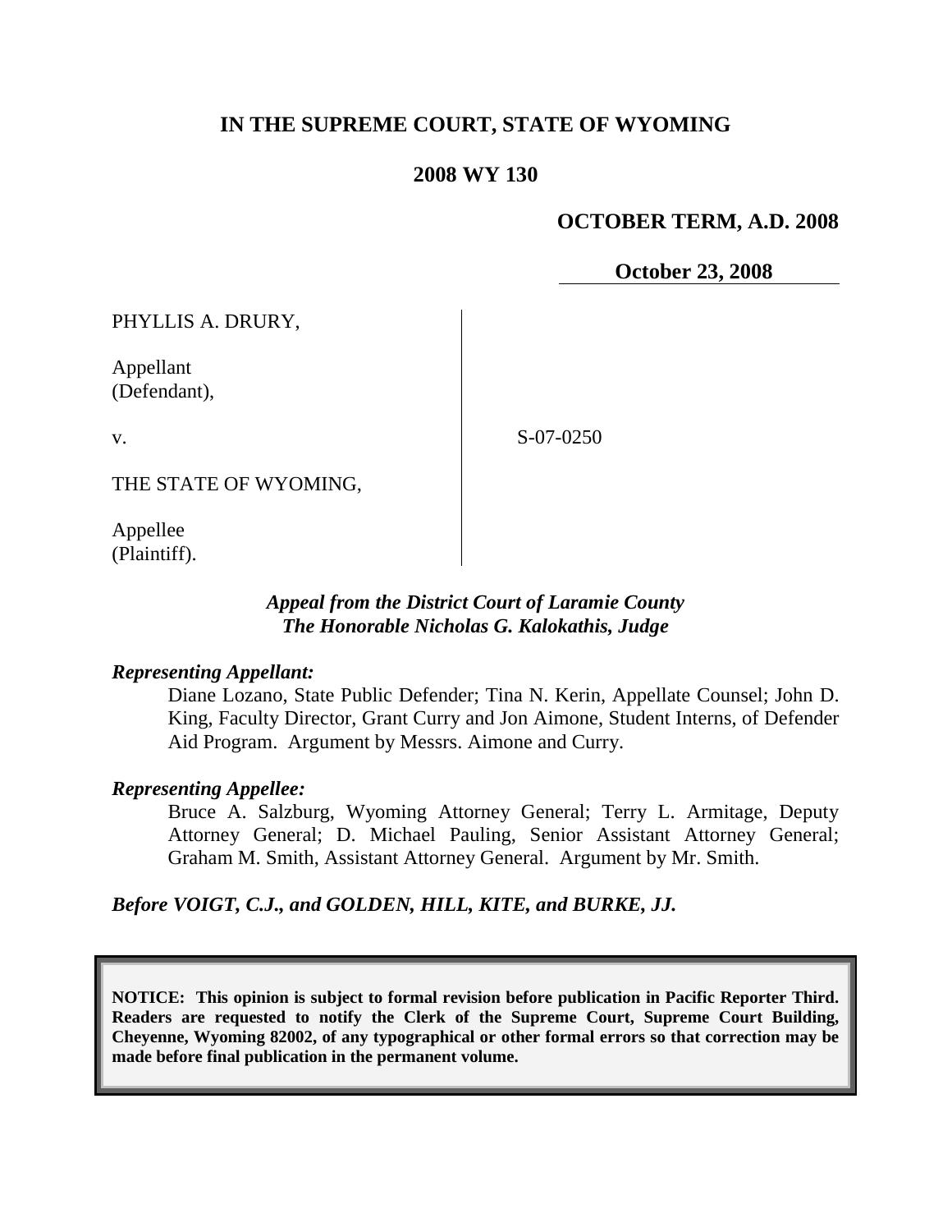# IN THE SUPREME COURT, STATE OF WYOMING

## 2008 WY 130

**OCTOBER TERM, A.D. 2008**

**October 23, 2008**

| | |
|---|---|
| PHYLLIS A. DRURY,<br><br>Appellant<br>(Defendant),<br><br>v.<br><br>THE STATE OF WYOMING,<br><br>Appellee<br>(Plaintiff). | S-07-0250 |

***Appeal from the District Court of Laramie County***
***The Honorable Nicholas G. Kalokathis, Judge***

***Representing Appellant:***

Diane Lozano, State Public Defender; Tina N. Kerin, Appellate Counsel; John D. King, Faculty Director, Grant Curry and Jon Aimone, Student Interns, of Defender Aid Program. Argument by Messrs. Aimone and Curry.

***Representing Appellee:***

Bruce A. Salzburg, Wyoming Attorney General; Terry L. Armitage, Deputy Attorney General; D. Michael Pauling, Senior Assistant Attorney General; Graham M. Smith, Assistant Attorney General. Argument by Mr. Smith.

***Before VOIGT, C.J., and GOLDEN, HILL, KITE, and BURKE, JJ.***

**NOTICE: This opinion is subject to formal revision before publication in Pacific Reporter Third. Readers are requested to notify the Clerk of the Supreme Court, Supreme Court Building, Cheyenne, Wyoming 82002, of any typographical or other formal errors so that correction may be made before final publication in the permanent volume.**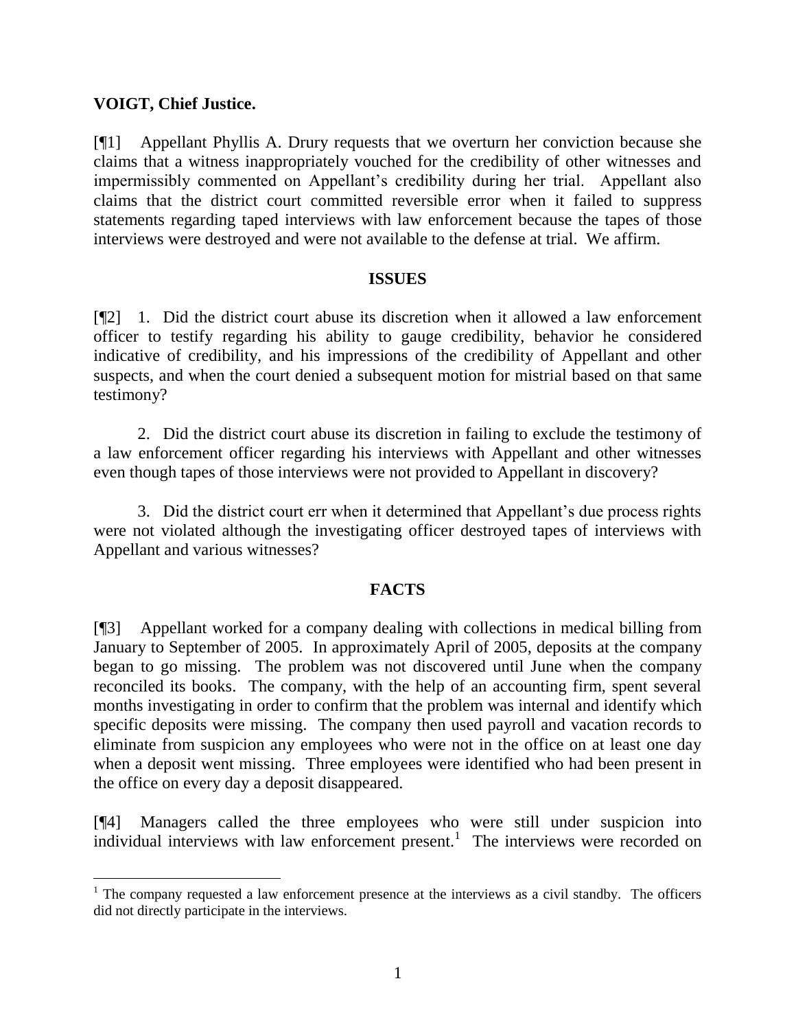**VOIGT, Chief Justice.**

[¶1] Appellant Phyllis A. Drury requests that we overturn her conviction because she claims that a witness inappropriately vouched for the credibility of other witnesses and impermissibly commented on Appellant's credibility during her trial. Appellant also claims that the district court committed reversible error when it failed to suppress statements regarding taped interviews with law enforcement because the tapes of those interviews were destroyed and were not available to the defense at trial. We affirm.

## ISSUES

[¶2] 1. Did the district court abuse its discretion when it allowed a law enforcement officer to testify regarding his ability to gauge credibility, behavior he considered indicative of credibility, and his impressions of the credibility of Appellant and other suspects, and when the court denied a subsequent motion for mistrial based on that same testimony?

2. Did the district court abuse its discretion in failing to exclude the testimony of a law enforcement officer regarding his interviews with Appellant and other witnesses even though tapes of those interviews were not provided to Appellant in discovery?

3. Did the district court err when it determined that Appellant's due process rights were not violated although the investigating officer destroyed tapes of interviews with Appellant and various witnesses?

## FACTS

[¶3] Appellant worked for a company dealing with collections in medical billing from January to September of 2005. In approximately April of 2005, deposits at the company began to go missing. The problem was not discovered until June when the company reconciled its books. The company, with the help of an accounting firm, spent several months investigating in order to confirm that the problem was internal and identify which specific deposits were missing. The company then used payroll and vacation records to eliminate from suspicion any employees who were not in the office on at least one day when a deposit went missing. Three employees were identified who had been present in the office on every day a deposit disappeared.

[¶4] Managers called the three employees who were still under suspicion into individual interviews with law enforcement present.[1] The interviews were recorded on

[1] The company requested a law enforcement presence at the interviews as a civil standby. The officers did not directly participate in the interviews.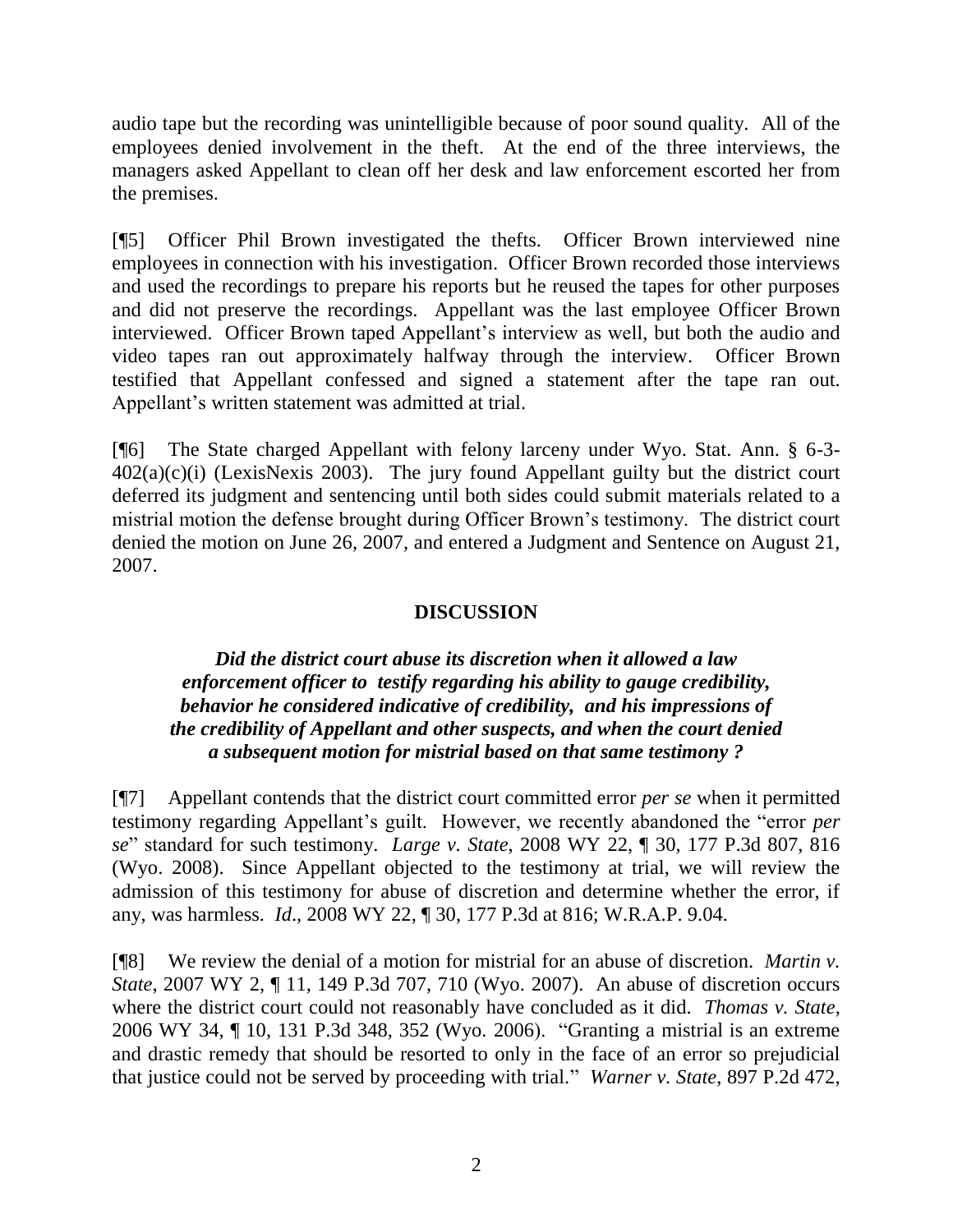audio tape but the recording was unintelligible because of poor sound quality. All of the employees denied involvement in the theft. At the end of the three interviews, the managers asked Appellant to clean off her desk and law enforcement escorted her from the premises.

[¶5] Officer Phil Brown investigated the thefts. Officer Brown interviewed nine employees in connection with his investigation. Officer Brown recorded those interviews and used the recordings to prepare his reports but he reused the tapes for other purposes and did not preserve the recordings. Appellant was the last employee Officer Brown interviewed. Officer Brown taped Appellant's interview as well, but both the audio and video tapes ran out approximately halfway through the interview. Officer Brown testified that Appellant confessed and signed a statement after the tape ran out. Appellant's written statement was admitted at trial.

[¶6] The State charged Appellant with felony larceny under Wyo. Stat. Ann. § 6-3-402(a)(c)(i) (LexisNexis 2003). The jury found Appellant guilty but the district court deferred its judgment and sentencing until both sides could submit materials related to a mistrial motion the defense brought during Officer Brown's testimony. The district court denied the motion on June 26, 2007, and entered a Judgment and Sentence on August 21, 2007.

## DISCUSSION

***Did the district court abuse its discretion when it allowed a law enforcement officer to testify regarding his ability to gauge credibility, behavior he considered indicative of credibility, and his impressions of the credibility of Appellant and other suspects, and when the court denied a subsequent motion for mistrial based on that same testimony ?***

[¶7] Appellant contends that the district court committed error *per se* when it permitted testimony regarding Appellant's guilt. However, we recently abandoned the "error *per se*" standard for such testimony. *Large v. State*, 2008 WY 22, ¶ 30, 177 P.3d 807, 816 (Wyo. 2008). Since Appellant objected to the testimony at trial, we will review the admission of this testimony for abuse of discretion and determine whether the error, if any, was harmless. *Id*., 2008 WY 22, ¶ 30, 177 P.3d at 816; W.R.A.P. 9.04.

[¶8] We review the denial of a motion for mistrial for an abuse of discretion. *Martin v. State*, 2007 WY 2, ¶ 11, 149 P.3d 707, 710 (Wyo. 2007). An abuse of discretion occurs where the district court could not reasonably have concluded as it did. *Thomas v. State*, 2006 WY 34, ¶ 10, 131 P.3d 348, 352 (Wyo. 2006). "Granting a mistrial is an extreme and drastic remedy that should be resorted to only in the face of an error so prejudicial that justice could not be served by proceeding with trial." *Warner v. State*, 897 P.2d 472,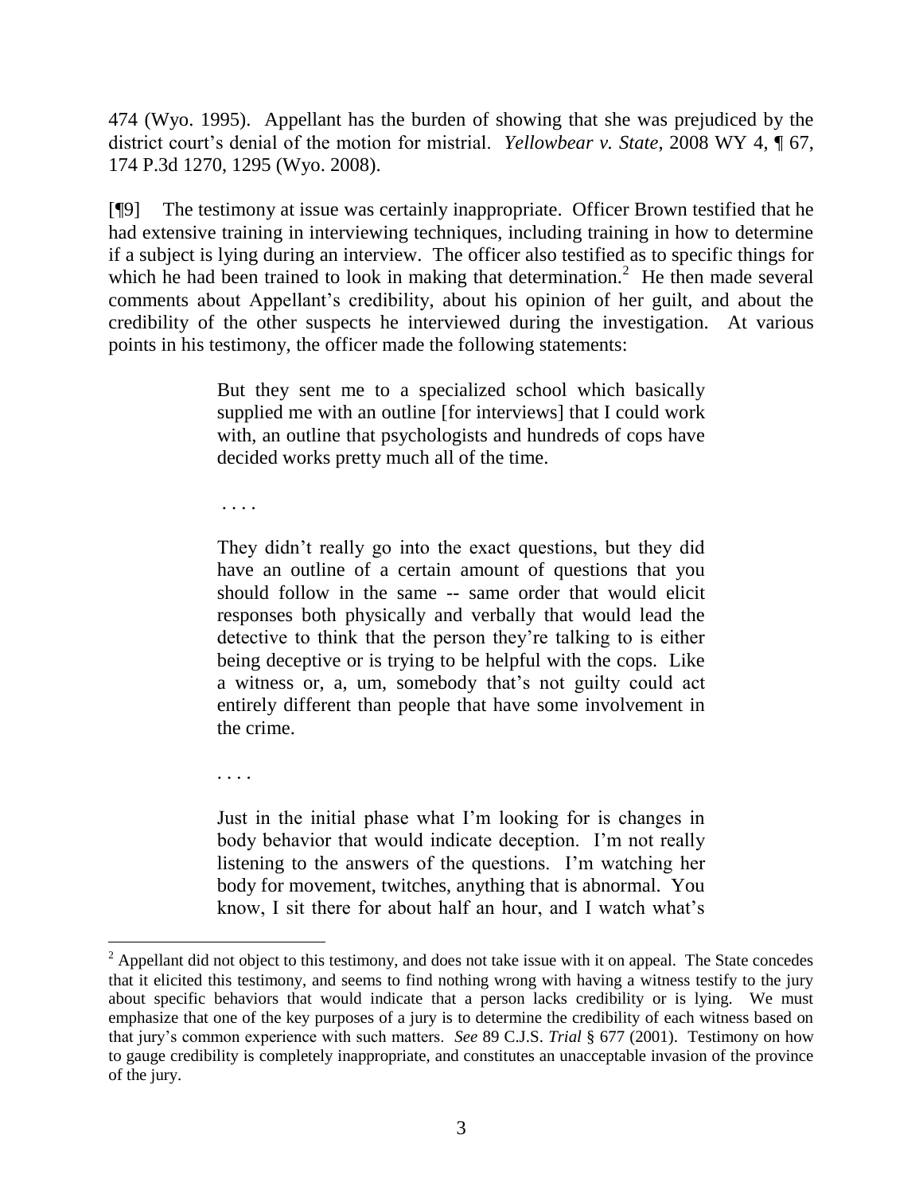474 (Wyo. 1995). Appellant has the burden of showing that she was prejudiced by the district court's denial of the motion for mistrial. *Yellowbear v. State*, 2008 WY 4, ¶ 67, 174 P.3d 1270, 1295 (Wyo. 2008).

[¶9] The testimony at issue was certainly inappropriate. Officer Brown testified that he had extensive training in interviewing techniques, including training in how to determine if a subject is lying during an interview. The officer also testified as to specific things for which he had been trained to look in making that determination.[2] He then made several comments about Appellant's credibility, about his opinion of her guilt, and about the credibility of the other suspects he interviewed during the investigation. At various points in his testimony, the officer made the following statements:

> But they sent me to a specialized school which basically supplied me with an outline [for interviews] that I could work with, an outline that psychologists and hundreds of cops have decided works pretty much all of the time.
>
> . . . .
>
> They didn't really go into the exact questions, but they did have an outline of a certain amount of questions that you should follow in the same -- same order that would elicit responses both physically and verbally that would lead the detective to think that the person they're talking to is either being deceptive or is trying to be helpful with the cops. Like a witness or, a, um, somebody that's not guilty could act entirely different than people that have some involvement in the crime.
>
> . . . .
>
> Just in the initial phase what I'm looking for is changes in body behavior that would indicate deception. I'm not really listening to the answers of the questions. I'm watching her body for movement, twitches, anything that is abnormal. You know, I sit there for about half an hour, and I watch what's

---

[2] Appellant did not object to this testimony, and does not take issue with it on appeal. The State concedes that it elicited this testimony, and seems to find nothing wrong with having a witness testify to the jury about specific behaviors that would indicate that a person lacks credibility or is lying. We must emphasize that one of the key purposes of a jury is to determine the credibility of each witness based on that jury's common experience with such matters. *See* 89 C.J.S. *Trial* § 677 (2001). Testimony on how to gauge credibility is completely inappropriate, and constitutes an unacceptable invasion of the province of the jury.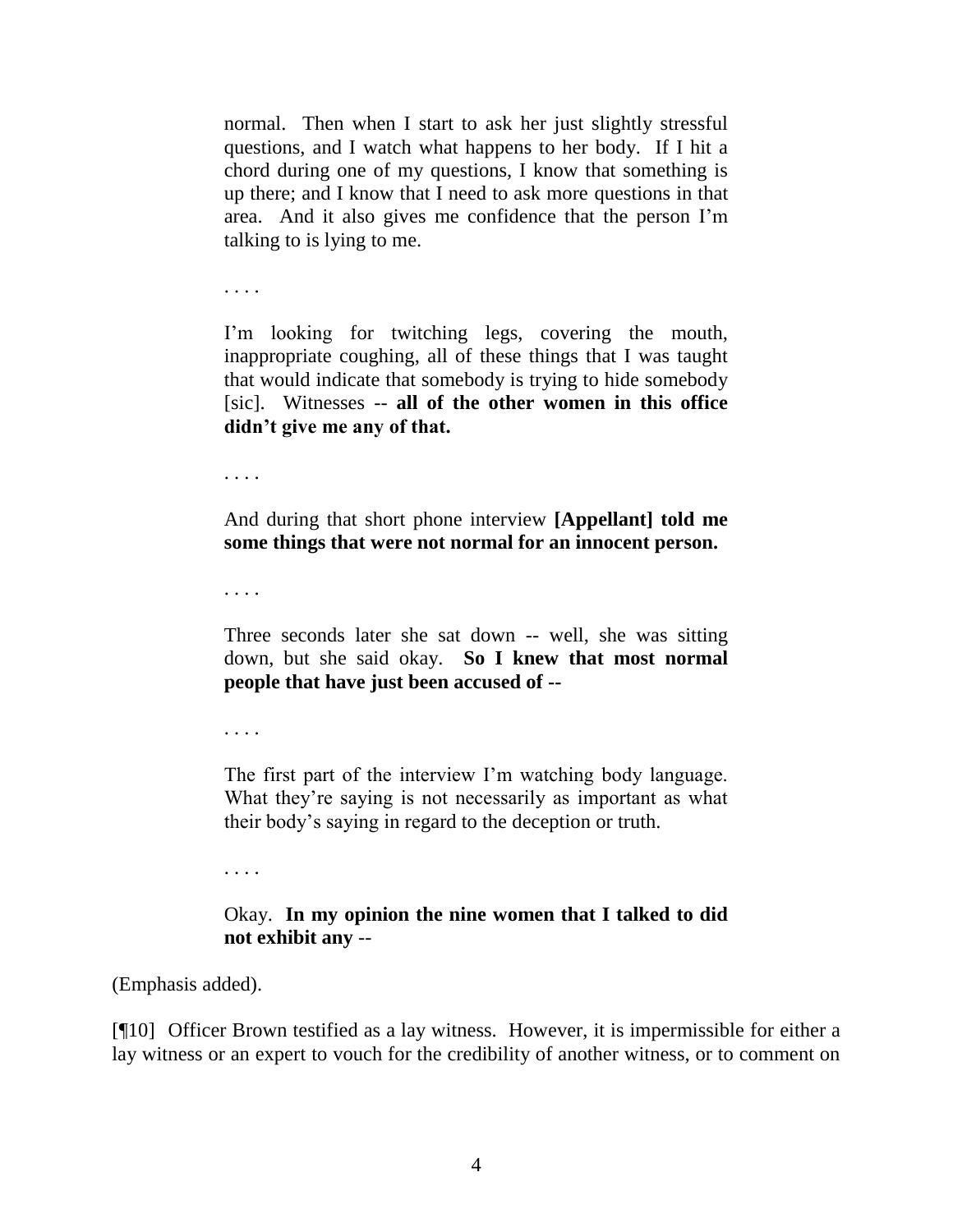> normal. Then when I start to ask her just slightly stressful questions, and I watch what happens to her body. If I hit a chord during one of my questions, I know that something is up there; and I know that I need to ask more questions in that area. And it also gives me confidence that the person I'm talking to is lying to me.
>
> . . . .
>
> I'm looking for twitching legs, covering the mouth, inappropriate coughing, all of these things that I was taught that would indicate that somebody is trying to hide somebody [sic]. Witnesses -- **all of the other women in this office didn't give me any of that.**
>
> . . . .
>
> And during that short phone interview **[Appellant] told me some things that were not normal for an innocent person.**
>
> . . . .
>
> Three seconds later she sat down -- well, she was sitting down, but she said okay. **So I knew that most normal people that have just been accused of --**
>
> . . . .
>
> The first part of the interview I'm watching body language. What they're saying is not necessarily as important as what their body's saying in regard to the deception or truth.
>
> . . . .
>
> Okay. **In my opinion the nine women that I talked to did not exhibit any** --

(Emphasis added).

[¶10] Officer Brown testified as a lay witness. However, it is impermissible for either a lay witness or an expert to vouch for the credibility of another witness, or to comment on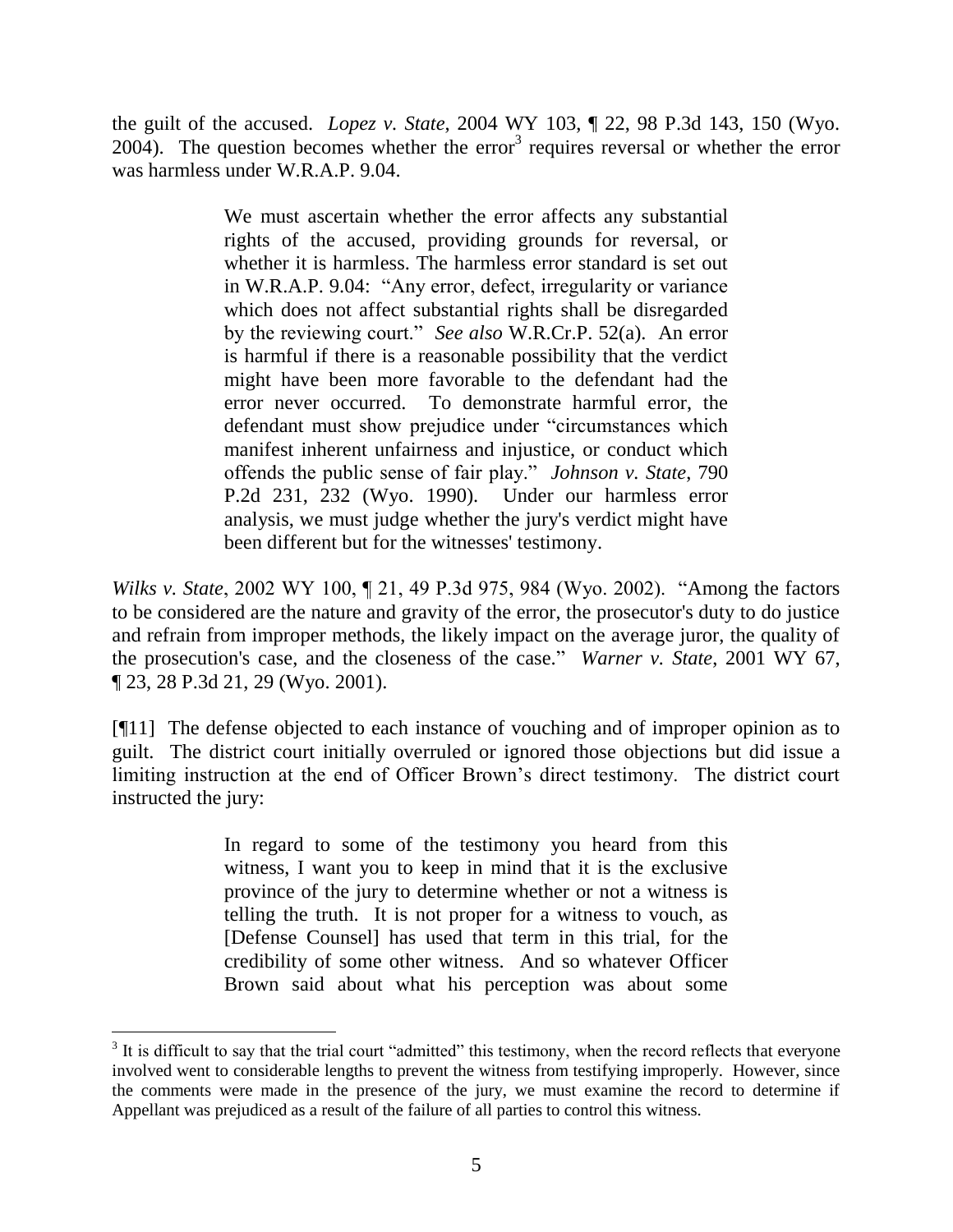the guilt of the accused. *Lopez v. State*, 2004 WY 103, ¶ 22, 98 P.3d 143, 150 (Wyo. 2004). The question becomes whether the error[3] requires reversal or whether the error was harmless under W.R.A.P. 9.04.

> We must ascertain whether the error affects any substantial rights of the accused, providing grounds for reversal, or whether it is harmless. The harmless error standard is set out in W.R.A.P. 9.04: "Any error, defect, irregularity or variance which does not affect substantial rights shall be disregarded by the reviewing court." *See also* W.R.Cr.P. 52(a). An error is harmful if there is a reasonable possibility that the verdict might have been more favorable to the defendant had the error never occurred. To demonstrate harmful error, the defendant must show prejudice under "circumstances which manifest inherent unfairness and injustice, or conduct which offends the public sense of fair play." *Johnson v. State*, 790 P.2d 231, 232 (Wyo. 1990). Under our harmless error analysis, we must judge whether the jury's verdict might have been different but for the witnesses' testimony.

*Wilks v. State*, 2002 WY 100, ¶ 21, 49 P.3d 975, 984 (Wyo. 2002). "Among the factors to be considered are the nature and gravity of the error, the prosecutor's duty to do justice and refrain from improper methods, the likely impact on the average juror, the quality of the prosecution's case, and the closeness of the case." *Warner v. State*, 2001 WY 67, ¶ 23, 28 P.3d 21, 29 (Wyo. 2001).

[¶11] The defense objected to each instance of vouching and of improper opinion as to guilt. The district court initially overruled or ignored those objections but did issue a limiting instruction at the end of Officer Brown's direct testimony. The district court instructed the jury:

> In regard to some of the testimony you heard from this witness, I want you to keep in mind that it is the exclusive province of the jury to determine whether or not a witness is telling the truth. It is not proper for a witness to vouch, as [Defense Counsel] has used that term in this trial, for the credibility of some other witness. And so whatever Officer Brown said about what his perception was about some

---

[3] It is difficult to say that the trial court "admitted" this testimony, when the record reflects that everyone involved went to considerable lengths to prevent the witness from testifying improperly. However, since the comments were made in the presence of the jury, we must examine the record to determine if Appellant was prejudiced as a result of the failure of all parties to control this witness.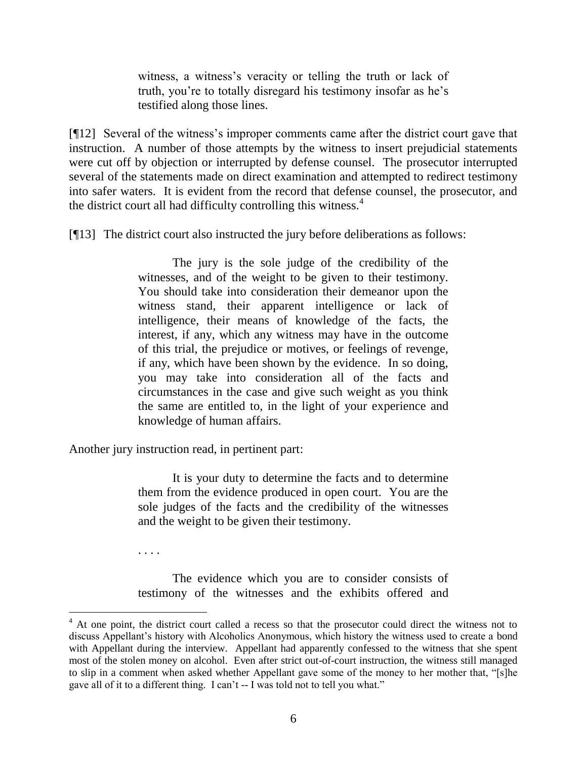> witness, a witness's veracity or telling the truth or lack of truth, you're to totally disregard his testimony insofar as he's testified along those lines.

[¶12] Several of the witness's improper comments came after the district court gave that instruction. A number of those attempts by the witness to insert prejudicial statements were cut off by objection or interrupted by defense counsel. The prosecutor interrupted several of the statements made on direct examination and attempted to redirect testimony into safer waters. It is evident from the record that defense counsel, the prosecutor, and the district court all had difficulty controlling this witness.[4]

[¶13] The district court also instructed the jury before deliberations as follows:

> The jury is the sole judge of the credibility of the witnesses, and of the weight to be given to their testimony. You should take into consideration their demeanor upon the witness stand, their apparent intelligence or lack of intelligence, their means of knowledge of the facts, the interest, if any, which any witness may have in the outcome of this trial, the prejudice or motives, or feelings of revenge, if any, which have been shown by the evidence. In so doing, you may take into consideration all of the facts and circumstances in the case and give such weight as you think the same are entitled to, in the light of your experience and knowledge of human affairs.

Another jury instruction read, in pertinent part:

> It is your duty to determine the facts and to determine them from the evidence produced in open court. You are the sole judges of the facts and the credibility of the witnesses and the weight to be given their testimony.
>
> . . . .
>
> The evidence which you are to consider consists of testimony of the witnesses and the exhibits offered and

---

[4] At one point, the district court called a recess so that the prosecutor could direct the witness not to discuss Appellant's history with Alcoholics Anonymous, which history the witness used to create a bond with Appellant during the interview. Appellant had apparently confessed to the witness that she spent most of the stolen money on alcohol. Even after strict out-of-court instruction, the witness still managed to slip in a comment when asked whether Appellant gave some of the money to her mother that, "[s]he gave all of it to a different thing. I can't -- I was told not to tell you what."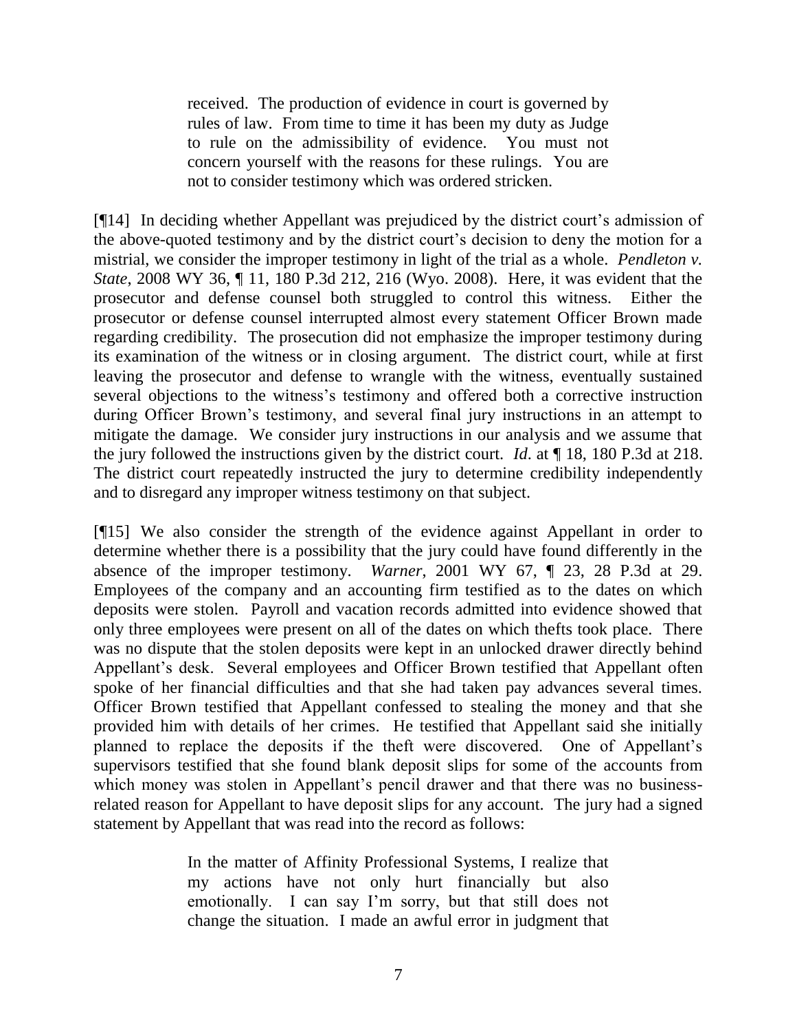> received. The production of evidence in court is governed by rules of law. From time to time it has been my duty as Judge to rule on the admissibility of evidence. You must not concern yourself with the reasons for these rulings. You are not to consider testimony which was ordered stricken.

[¶14] In deciding whether Appellant was prejudiced by the district court's admission of the above-quoted testimony and by the district court's decision to deny the motion for a mistrial, we consider the improper testimony in light of the trial as a whole. *Pendleton v. State*, 2008 WY 36, ¶ 11, 180 P.3d 212, 216 (Wyo. 2008). Here, it was evident that the prosecutor and defense counsel both struggled to control this witness. Either the prosecutor or defense counsel interrupted almost every statement Officer Brown made regarding credibility. The prosecution did not emphasize the improper testimony during its examination of the witness or in closing argument. The district court, while at first leaving the prosecutor and defense to wrangle with the witness, eventually sustained several objections to the witness's testimony and offered both a corrective instruction during Officer Brown's testimony, and several final jury instructions in an attempt to mitigate the damage. We consider jury instructions in our analysis and we assume that the jury followed the instructions given by the district court. *Id*. at ¶ 18, 180 P.3d at 218. The district court repeatedly instructed the jury to determine credibility independently and to disregard any improper witness testimony on that subject.

[¶15] We also consider the strength of the evidence against Appellant in order to determine whether there is a possibility that the jury could have found differently in the absence of the improper testimony. *Warner*, 2001 WY 67, ¶ 23, 28 P.3d at 29. Employees of the company and an accounting firm testified as to the dates on which deposits were stolen. Payroll and vacation records admitted into evidence showed that only three employees were present on all of the dates on which thefts took place. There was no dispute that the stolen deposits were kept in an unlocked drawer directly behind Appellant's desk. Several employees and Officer Brown testified that Appellant often spoke of her financial difficulties and that she had taken pay advances several times. Officer Brown testified that Appellant confessed to stealing the money and that she provided him with details of her crimes. He testified that Appellant said she initially planned to replace the deposits if the theft were discovered. One of Appellant's supervisors testified that she found blank deposit slips for some of the accounts from which money was stolen in Appellant's pencil drawer and that there was no business-related reason for Appellant to have deposit slips for any account. The jury had a signed statement by Appellant that was read into the record as follows:

> In the matter of Affinity Professional Systems, I realize that my actions have not only hurt financially but also emotionally. I can say I'm sorry, but that still does not change the situation. I made an awful error in judgment that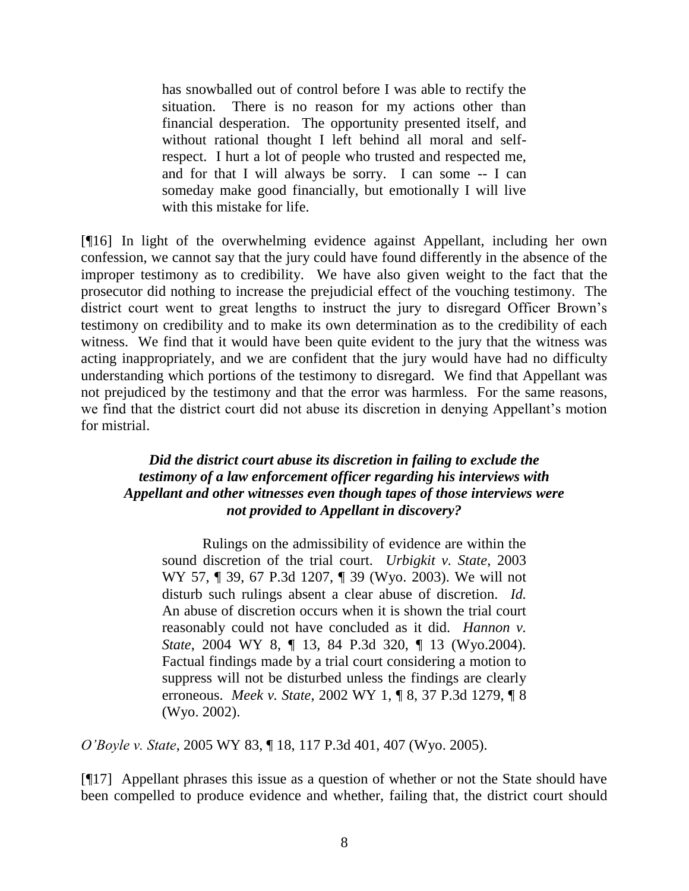> has snowballed out of control before I was able to rectify the situation. There is no reason for my actions other than financial desperation. The opportunity presented itself, and without rational thought I left behind all moral and self-respect. I hurt a lot of people who trusted and respected me, and for that I will always be sorry. I can some -- I can someday make good financially, but emotionally I will live with this mistake for life.

[¶16] In light of the overwhelming evidence against Appellant, including her own confession, we cannot say that the jury could have found differently in the absence of the improper testimony as to credibility. We have also given weight to the fact that the prosecutor did nothing to increase the prejudicial effect of the vouching testimony. The district court went to great lengths to instruct the jury to disregard Officer Brown's testimony on credibility and to make its own determination as to the credibility of each witness. We find that it would have been quite evident to the jury that the witness was acting inappropriately, and we are confident that the jury would have had no difficulty understanding which portions of the testimony to disregard. We find that Appellant was not prejudiced by the testimony and that the error was harmless. For the same reasons, we find that the district court did not abuse its discretion in denying Appellant's motion for mistrial.

### *Did the district court abuse its discretion in failing to exclude the testimony of a law enforcement officer regarding his interviews with Appellant and other witnesses even though tapes of those interviews were not provided to Appellant in discovery?*

> Rulings on the admissibility of evidence are within the sound discretion of the trial court. *Urbigkit v. State*, 2003 WY 57, ¶ 39, 67 P.3d 1207, ¶ 39 (Wyo. 2003). We will not disturb such rulings absent a clear abuse of discretion. *Id.* An abuse of discretion occurs when it is shown the trial court reasonably could not have concluded as it did. *Hannon v. State*, 2004 WY 8, ¶ 13, 84 P.3d 320, ¶ 13 (Wyo.2004). Factual findings made by a trial court considering a motion to suppress will not be disturbed unless the findings are clearly erroneous. *Meek v. State*, 2002 WY 1, ¶ 8, 37 P.3d 1279, ¶ 8 (Wyo. 2002).

*O'Boyle v. State*, 2005 WY 83, ¶ 18, 117 P.3d 401, 407 (Wyo. 2005).

[¶17] Appellant phrases this issue as a question of whether or not the State should have been compelled to produce evidence and whether, failing that, the district court should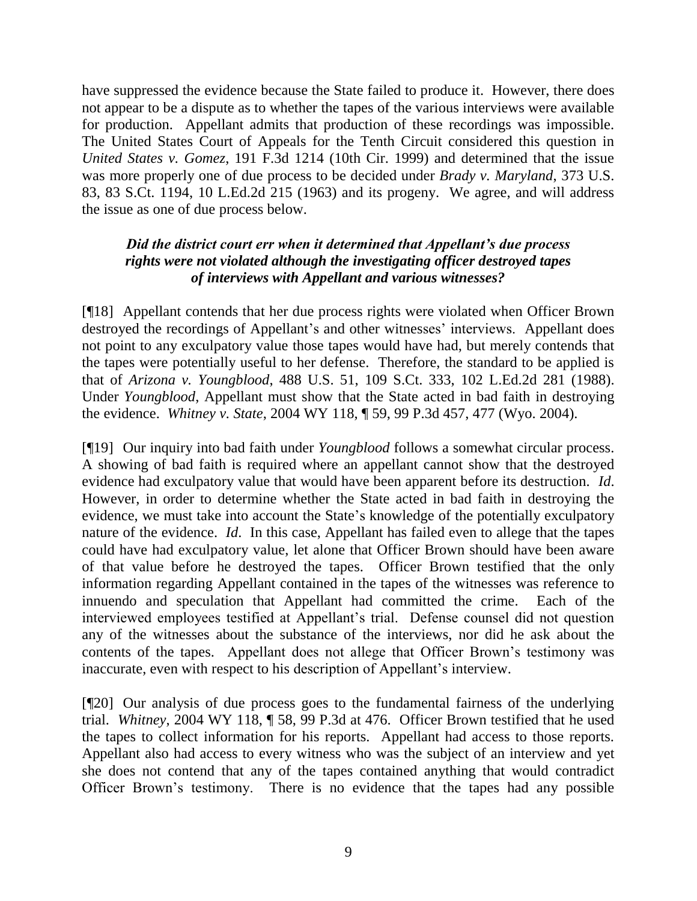have suppressed the evidence because the State failed to produce it. However, there does not appear to be a dispute as to whether the tapes of the various interviews were available for production. Appellant admits that production of these recordings was impossible. The United States Court of Appeals for the Tenth Circuit considered this question in *United States v. Gomez*, 191 F.3d 1214 (10th Cir. 1999) and determined that the issue was more properly one of due process to be decided under *Brady v. Maryland*, 373 U.S. 83, 83 S.Ct. 1194, 10 L.Ed.2d 215 (1963) and its progeny. We agree, and will address the issue as one of due process below.

***Did the district court err when it determined that Appellant's due process rights were not violated although the investigating officer destroyed tapes of interviews with Appellant and various witnesses?***

[¶18] Appellant contends that her due process rights were violated when Officer Brown destroyed the recordings of Appellant's and other witnesses' interviews. Appellant does not point to any exculpatory value those tapes would have had, but merely contends that the tapes were potentially useful to her defense. Therefore, the standard to be applied is that of *Arizona v. Youngblood*, 488 U.S. 51, 109 S.Ct. 333, 102 L.Ed.2d 281 (1988). Under *Youngblood*, Appellant must show that the State acted in bad faith in destroying the evidence. *Whitney v. State*, 2004 WY 118, ¶ 59, 99 P.3d 457, 477 (Wyo. 2004).

[¶19] Our inquiry into bad faith under *Youngblood* follows a somewhat circular process. A showing of bad faith is required where an appellant cannot show that the destroyed evidence had exculpatory value that would have been apparent before its destruction. *Id*. However, in order to determine whether the State acted in bad faith in destroying the evidence, we must take into account the State's knowledge of the potentially exculpatory nature of the evidence. *Id*. In this case, Appellant has failed even to allege that the tapes could have had exculpatory value, let alone that Officer Brown should have been aware of that value before he destroyed the tapes. Officer Brown testified that the only information regarding Appellant contained in the tapes of the witnesses was reference to innuendo and speculation that Appellant had committed the crime. Each of the interviewed employees testified at Appellant's trial. Defense counsel did not question any of the witnesses about the substance of the interviews, nor did he ask about the contents of the tapes. Appellant does not allege that Officer Brown's testimony was inaccurate, even with respect to his description of Appellant's interview.

[¶20] Our analysis of due process goes to the fundamental fairness of the underlying trial. *Whitney*, 2004 WY 118, ¶ 58, 99 P.3d at 476. Officer Brown testified that he used the tapes to collect information for his reports. Appellant had access to those reports. Appellant also had access to every witness who was the subject of an interview and yet she does not contend that any of the tapes contained anything that would contradict Officer Brown's testimony. There is no evidence that the tapes had any possible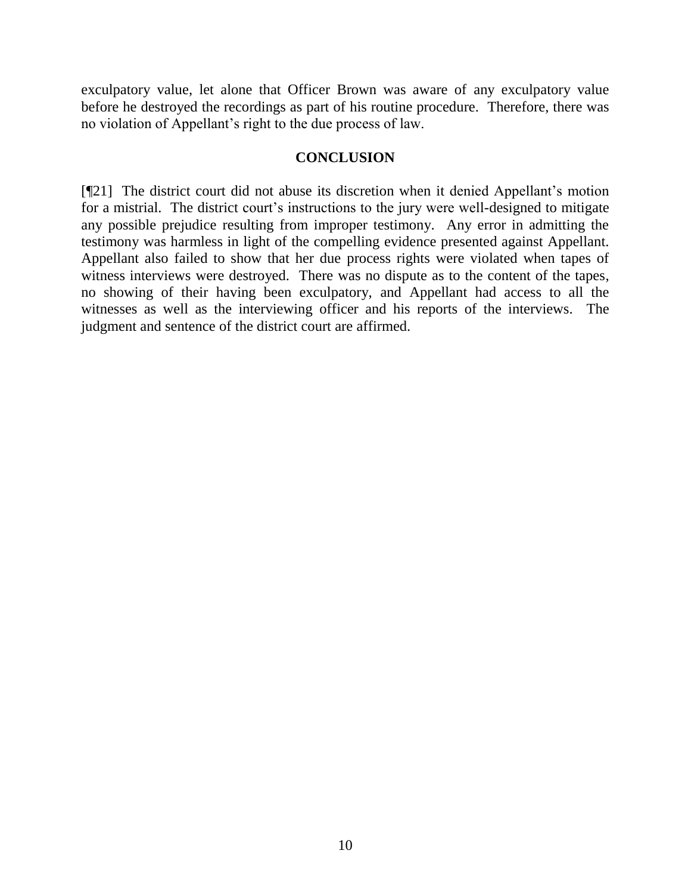exculpatory value, let alone that Officer Brown was aware of any exculpatory value before he destroyed the recordings as part of his routine procedure. Therefore, there was no violation of Appellant's right to the due process of law.

## CONCLUSION

[¶21] The district court did not abuse its discretion when it denied Appellant's motion for a mistrial. The district court's instructions to the jury were well-designed to mitigate any possible prejudice resulting from improper testimony. Any error in admitting the testimony was harmless in light of the compelling evidence presented against Appellant. Appellant also failed to show that her due process rights were violated when tapes of witness interviews were destroyed. There was no dispute as to the content of the tapes, no showing of their having been exculpatory, and Appellant had access to all the witnesses as well as the interviewing officer and his reports of the interviews. The judgment and sentence of the district court are affirmed.